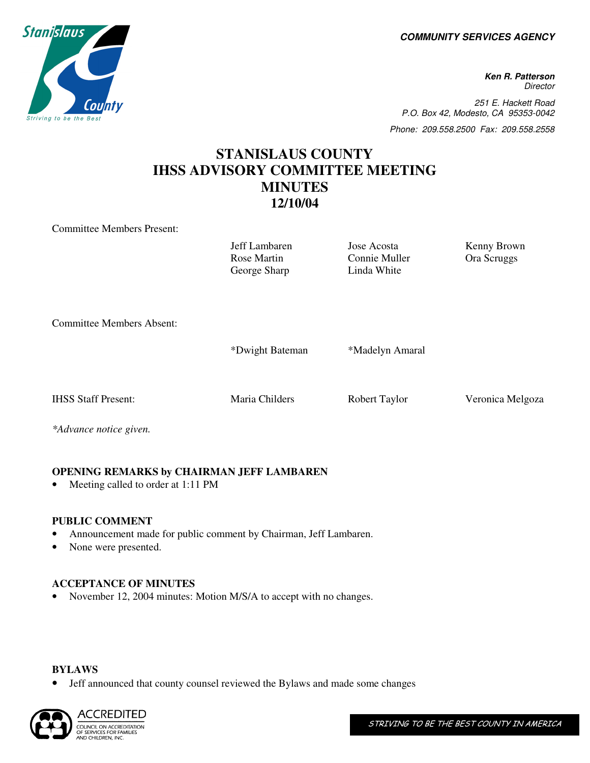**COMMUNITY SERVICES AGENCY**

**Ken R. Patterson**
*Director*

*251 E. Hackett Road*
*P.O. Box 42, Modesto, CA 95353-0042*
*Phone: 209.558.2500 Fax: 209.558.2558*

# STANISLAUS COUNTY
# IHSS ADVISORY COMMITTEE MEETING
# MINUTES
# 12/10/04

Committee Members Present:

| | | |
|---|---|---|
| Jeff Lambaren | Jose Acosta | Kenny Brown |
| Rose Martin | Connie Muller | Ora Scruggs |
| George Sharp | Linda White | |

Committee Members Absent:

| | |
|---|---|
| *Dwight Bateman | *Madelyn Amaral |

IHSS Staff Present: Maria Childers, Robert Taylor, Veronica Melgoza

*\*Advance notice given.*

**OPENING REMARKS by CHAIRMAN JEFF LAMBAREN**
- Meeting called to order at 1:11 PM

**PUBLIC COMMENT**
- Announcement made for public comment by Chairman, Jeff Lambaren.
- None were presented.

**ACCEPTANCE OF MINUTES**
- November 12, 2004 minutes: Motion M/S/A to accept with no changes.

**BYLAWS**
- Jeff announced that county counsel reviewed the Bylaws and made some changes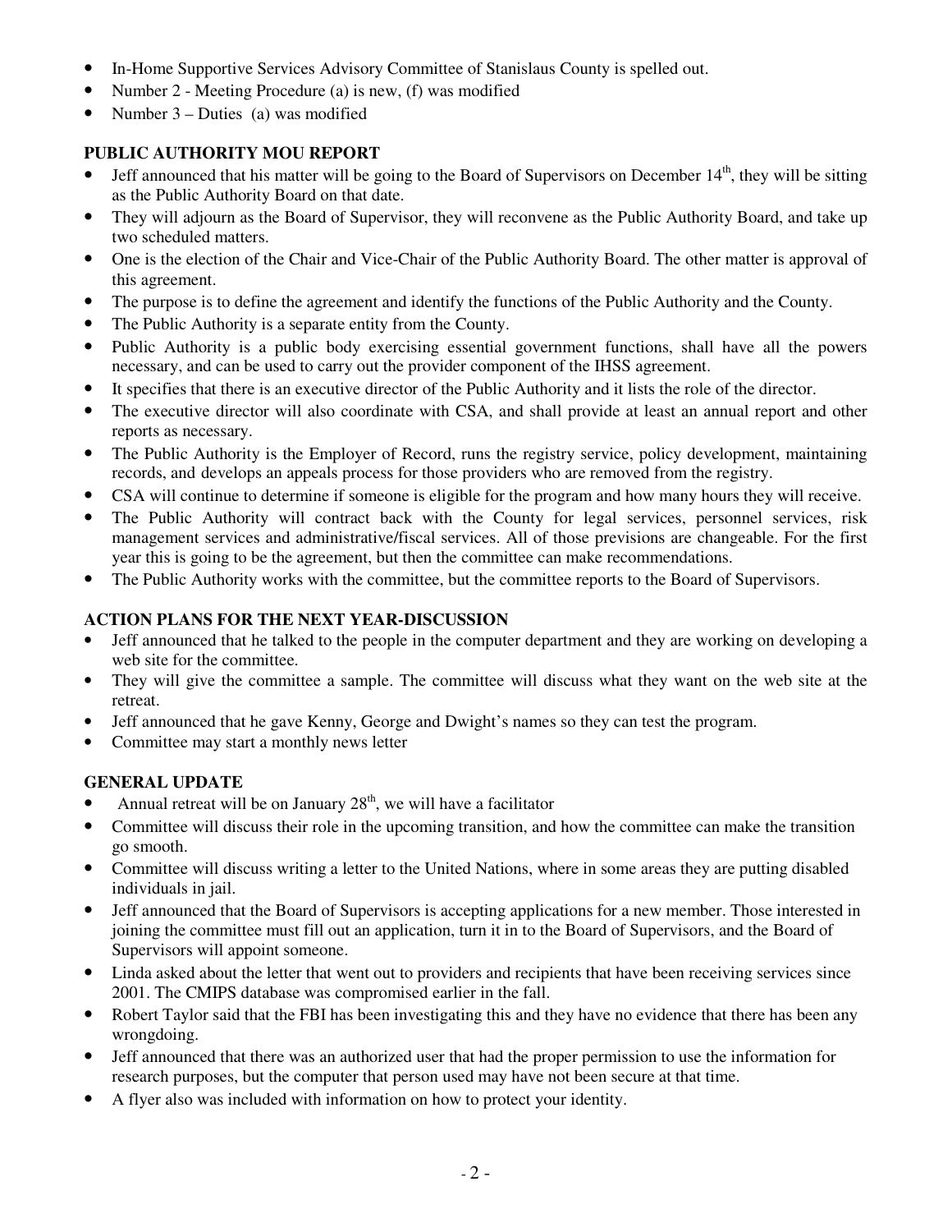- In-Home Supportive Services Advisory Committee of Stanislaus County is spelled out.
- Number 2 - Meeting Procedure (a) is new, (f) was modified
- Number 3 – Duties (a) was modified

**PUBLIC AUTHORITY MOU REPORT**

- Jeff announced that his matter will be going to the Board of Supervisors on December 14th, they will be sitting as the Public Authority Board on that date.
- They will adjourn as the Board of Supervisor, they will reconvene as the Public Authority Board, and take up two scheduled matters.
- One is the election of the Chair and Vice-Chair of the Public Authority Board. The other matter is approval of this agreement.
- The purpose is to define the agreement and identify the functions of the Public Authority and the County.
- The Public Authority is a separate entity from the County.
- Public Authority is a public body exercising essential government functions, shall have all the powers necessary, and can be used to carry out the provider component of the IHSS agreement.
- It specifies that there is an executive director of the Public Authority and it lists the role of the director.
- The executive director will also coordinate with CSA, and shall provide at least an annual report and other reports as necessary.
- The Public Authority is the Employer of Record, runs the registry service, policy development, maintaining records, and develops an appeals process for those providers who are removed from the registry.
- CSA will continue to determine if someone is eligible for the program and how many hours they will receive.
- The Public Authority will contract back with the County for legal services, personnel services, risk management services and administrative/fiscal services. All of those previsions are changeable. For the first year this is going to be the agreement, but then the committee can make recommendations.
- The Public Authority works with the committee, but the committee reports to the Board of Supervisors.

**ACTION PLANS FOR THE NEXT YEAR-DISCUSSION**

- Jeff announced that he talked to the people in the computer department and they are working on developing a web site for the committee.
- They will give the committee a sample. The committee will discuss what they want on the web site at the retreat.
- Jeff announced that he gave Kenny, George and Dwight's names so they can test the program.
- Committee may start a monthly news letter

**GENERAL UPDATE**

- Annual retreat will be on January 28th, we will have a facilitator
- Committee will discuss their role in the upcoming transition, and how the committee can make the transition go smooth.
- Committee will discuss writing a letter to the United Nations, where in some areas they are putting disabled individuals in jail.
- Jeff announced that the Board of Supervisors is accepting applications for a new member. Those interested in joining the committee must fill out an application, turn it in to the Board of Supervisors, and the Board of Supervisors will appoint someone.
- Linda asked about the letter that went out to providers and recipients that have been receiving services since 2001. The CMIPS database was compromised earlier in the fall.
- Robert Taylor said that the FBI has been investigating this and they have no evidence that there has been any wrongdoing.
- Jeff announced that there was an authorized user that had the proper permission to use the information for research purposes, but the computer that person used may have not been secure at that time.
- A flyer also was included with information on how to protect your identity.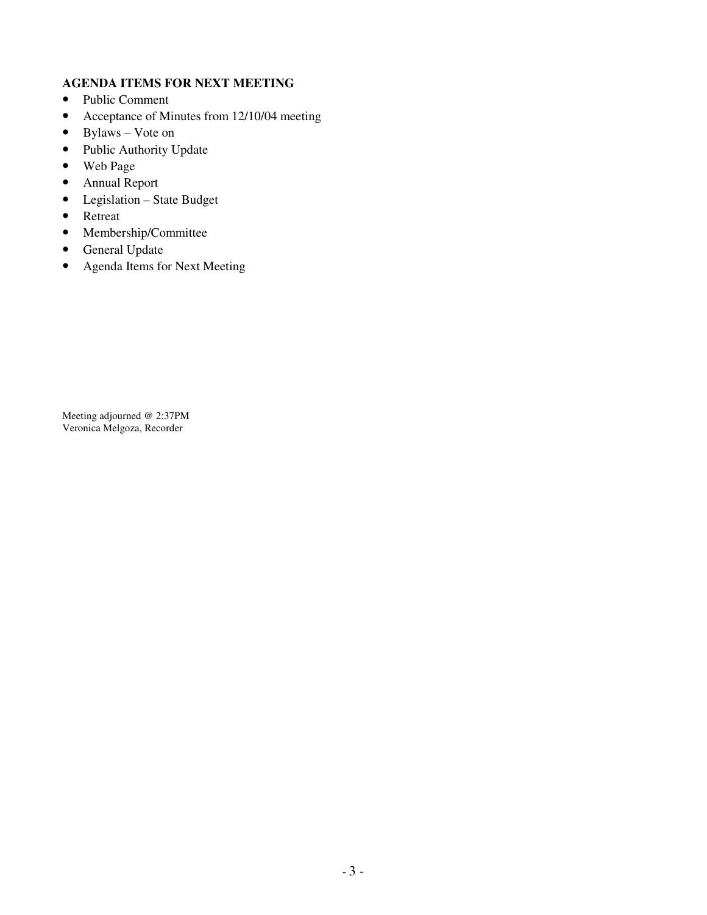**AGENDA ITEMS FOR NEXT MEETING**

- Public Comment
- Acceptance of Minutes from 12/10/04 meeting
- Bylaws – Vote on
- Public Authority Update
- Web Page
- Annual Report
- Legislation – State Budget
- Retreat
- Membership/Committee
- General Update
- Agenda Items for Next Meeting

Meeting adjourned @ 2:37PM
Veronica Melgoza, Recorder